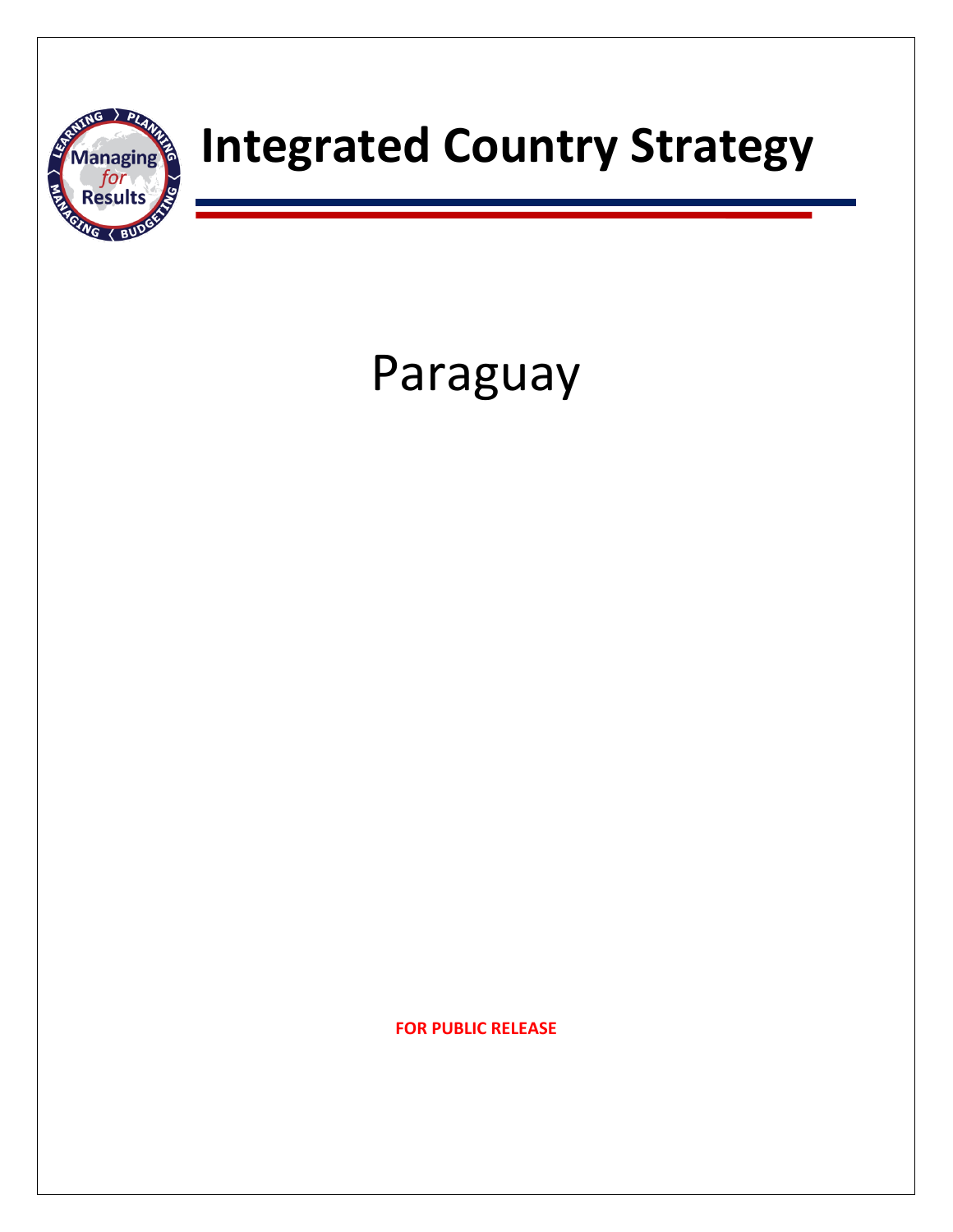# Integrated Country Strategy

## Paraguay

**FOR PUBLIC RELEASE**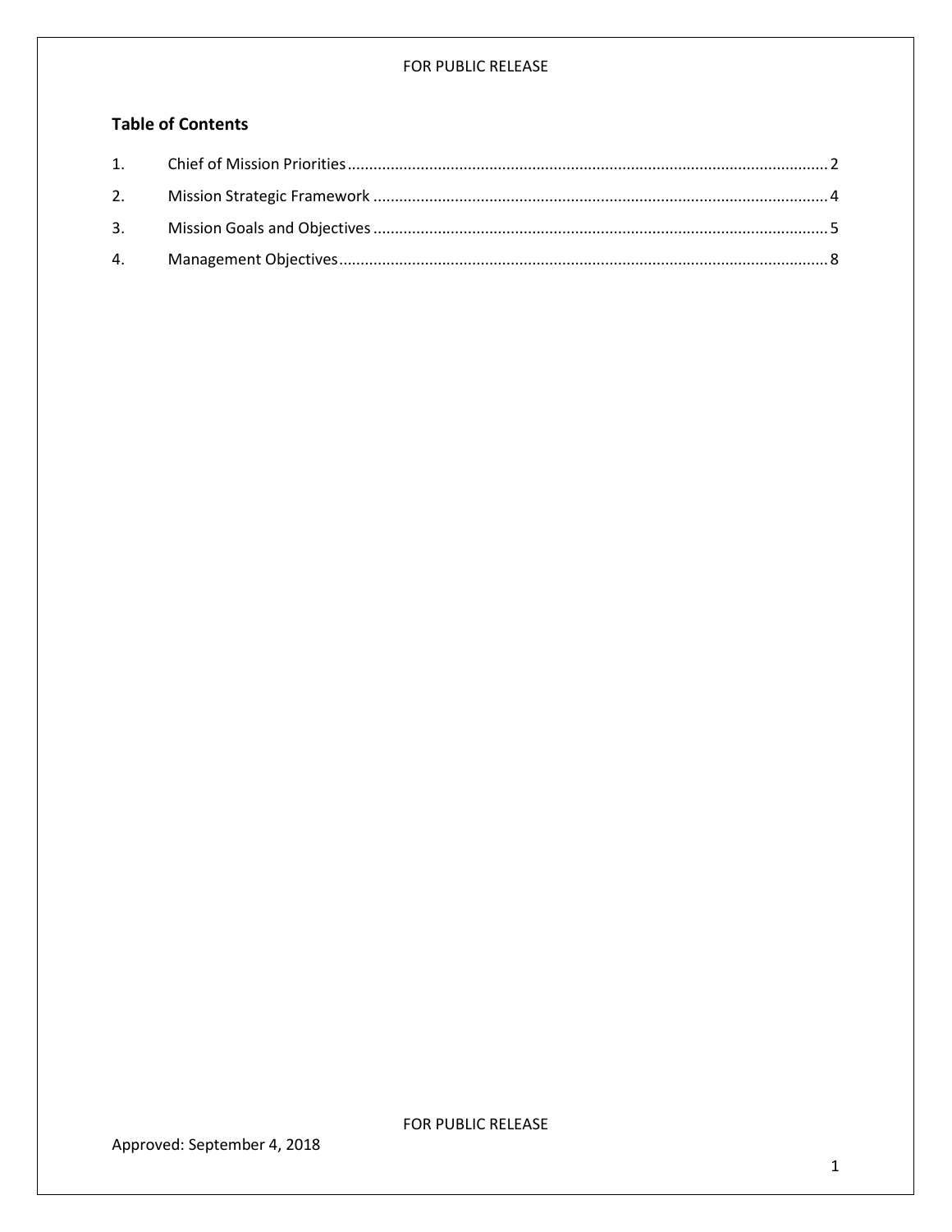## Table of Contents

1. Chief of Mission Priorities ........ 2
2. Mission Strategic Framework ........ 4
3. Mission Goals and Objectives ........ 5
4. Management Objectives ........ 8

Approved: September 4, 2018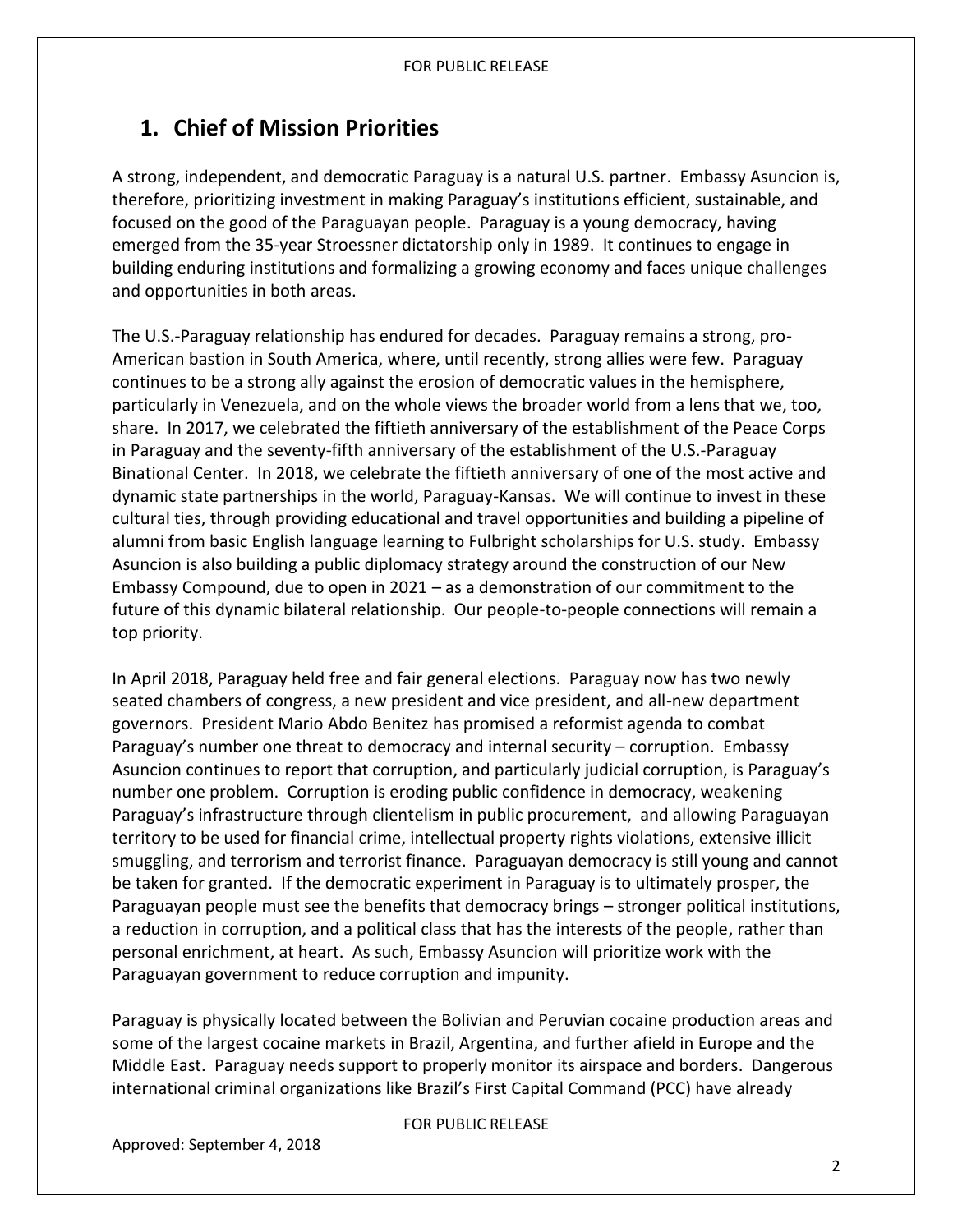## 1. Chief of Mission Priorities

A strong, independent, and democratic Paraguay is a natural U.S. partner. Embassy Asuncion is, therefore, prioritizing investment in making Paraguay's institutions efficient, sustainable, and focused on the good of the Paraguayan people. Paraguay is a young democracy, having emerged from the 35-year Stroessner dictatorship only in 1989. It continues to engage in building enduring institutions and formalizing a growing economy and faces unique challenges and opportunities in both areas.

The U.S.-Paraguay relationship has endured for decades. Paraguay remains a strong, pro-American bastion in South America, where, until recently, strong allies were few. Paraguay continues to be a strong ally against the erosion of democratic values in the hemisphere, particularly in Venezuela, and on the whole views the broader world from a lens that we, too, share. In 2017, we celebrated the fiftieth anniversary of the establishment of the Peace Corps in Paraguay and the seventy-fifth anniversary of the establishment of the U.S.-Paraguay Binational Center. In 2018, we celebrate the fiftieth anniversary of one of the most active and dynamic state partnerships in the world, Paraguay-Kansas. We will continue to invest in these cultural ties, through providing educational and travel opportunities and building a pipeline of alumni from basic English language learning to Fulbright scholarships for U.S. study. Embassy Asuncion is also building a public diplomacy strategy around the construction of our New Embassy Compound, due to open in 2021 – as a demonstration of our commitment to the future of this dynamic bilateral relationship. Our people-to-people connections will remain a top priority.

In April 2018, Paraguay held free and fair general elections. Paraguay now has two newly seated chambers of congress, a new president and vice president, and all-new department governors. President Mario Abdo Benitez has promised a reformist agenda to combat Paraguay's number one threat to democracy and internal security – corruption. Embassy Asuncion continues to report that corruption, and particularly judicial corruption, is Paraguay's number one problem. Corruption is eroding public confidence in democracy, weakening Paraguay's infrastructure through clientelism in public procurement, and allowing Paraguayan territory to be used for financial crime, intellectual property rights violations, extensive illicit smuggling, and terrorism and terrorist finance. Paraguayan democracy is still young and cannot be taken for granted. If the democratic experiment in Paraguay is to ultimately prosper, the Paraguayan people must see the benefits that democracy brings – stronger political institutions, a reduction in corruption, and a political class that has the interests of the people, rather than personal enrichment, at heart. As such, Embassy Asuncion will prioritize work with the Paraguayan government to reduce corruption and impunity.

Paraguay is physically located between the Bolivian and Peruvian cocaine production areas and some of the largest cocaine markets in Brazil, Argentina, and further afield in Europe and the Middle East. Paraguay needs support to properly monitor its airspace and borders. Dangerous international criminal organizations like Brazil's First Capital Command (PCC) have already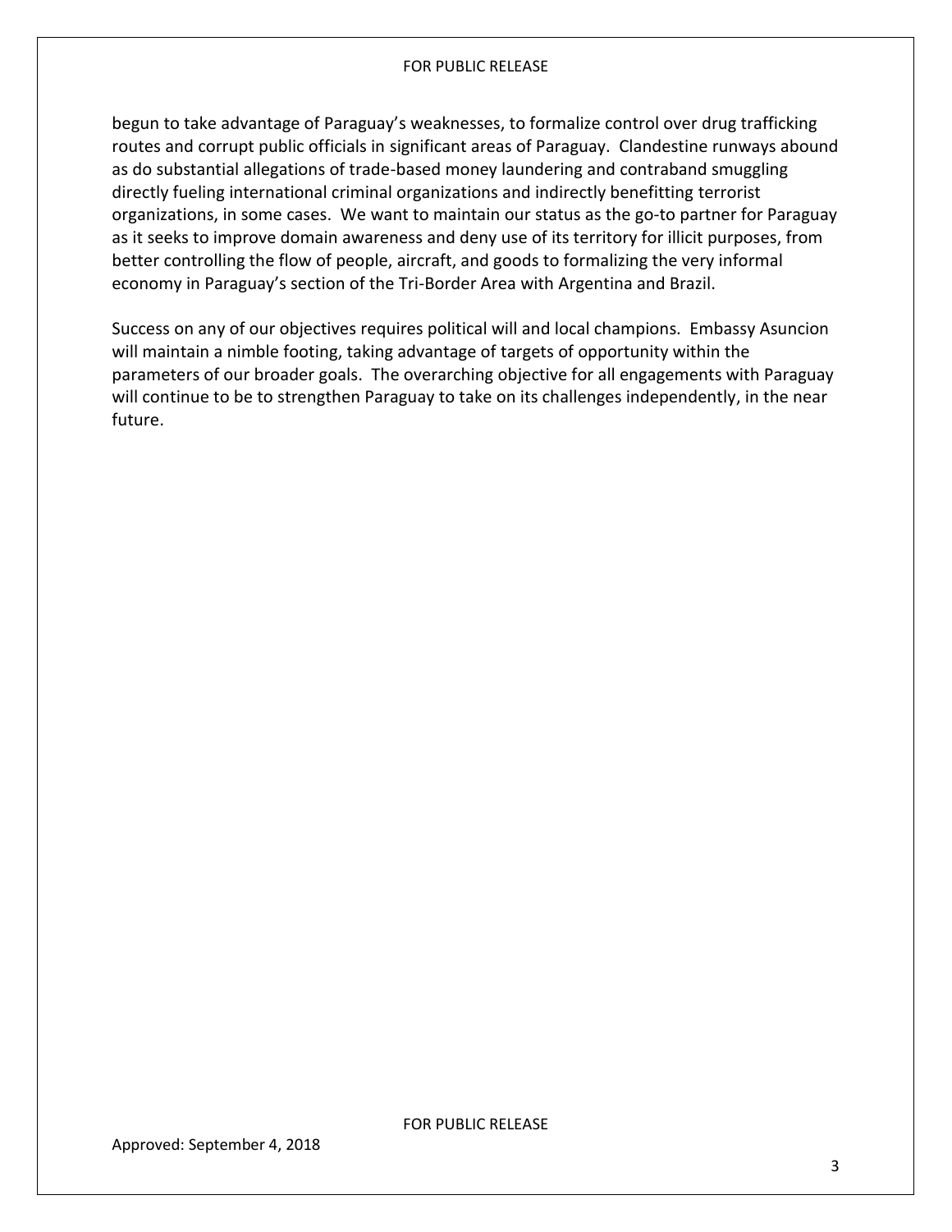begun to take advantage of Paraguay's weaknesses, to formalize control over drug trafficking routes and corrupt public officials in significant areas of Paraguay. Clandestine runways abound as do substantial allegations of trade-based money laundering and contraband smuggling directly fueling international criminal organizations and indirectly benefitting terrorist organizations, in some cases. We want to maintain our status as the go-to partner for Paraguay as it seeks to improve domain awareness and deny use of its territory for illicit purposes, from better controlling the flow of people, aircraft, and goods to formalizing the very informal economy in Paraguay's section of the Tri-Border Area with Argentina and Brazil.

Success on any of our objectives requires political will and local champions. Embassy Asuncion will maintain a nimble footing, taking advantage of targets of opportunity within the parameters of our broader goals. The overarching objective for all engagements with Paraguay will continue to be to strengthen Paraguay to take on its challenges independently, in the near future.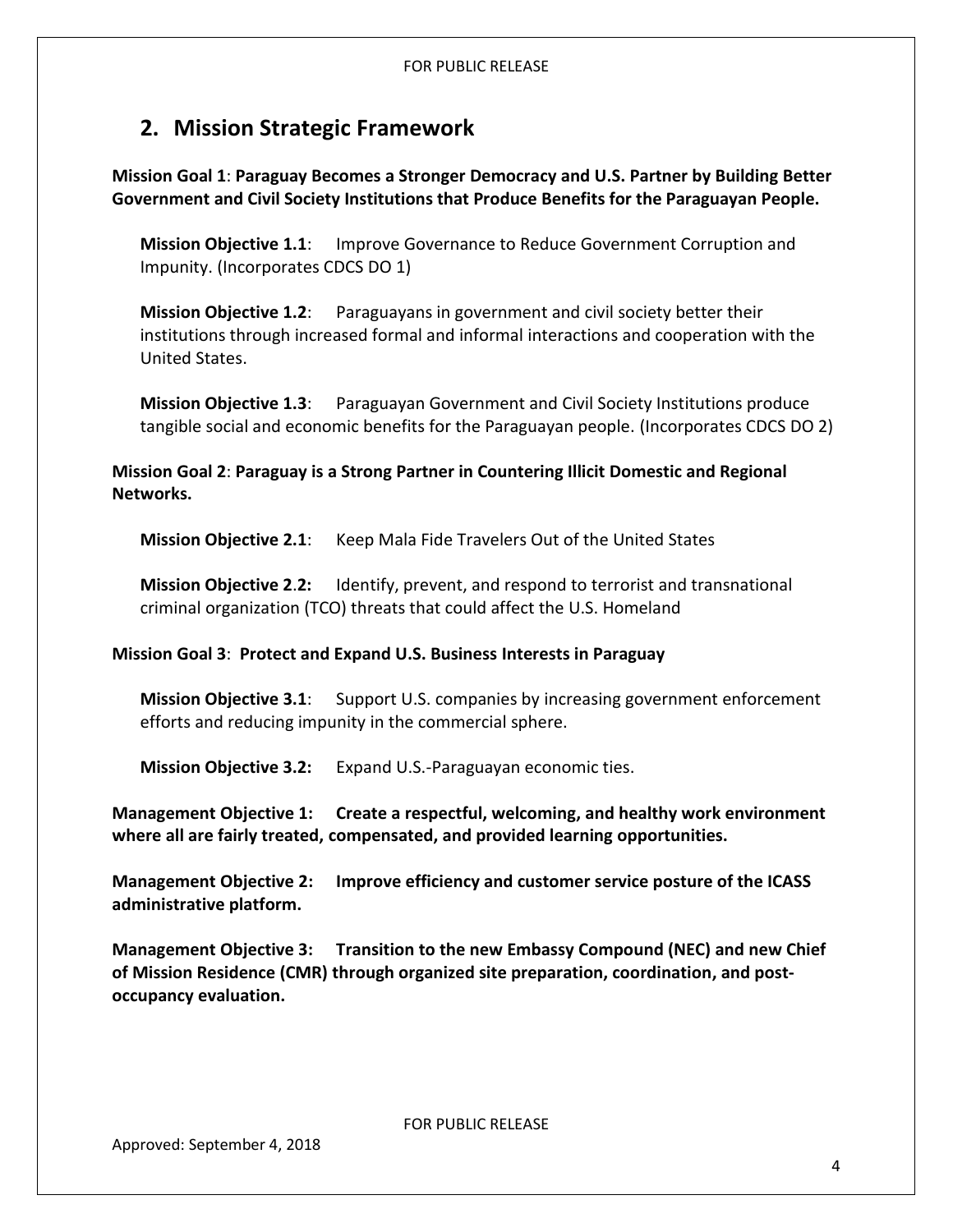## 2. Mission Strategic Framework

**Mission Goal 1**: **Paraguay Becomes a Stronger Democracy and U.S. Partner by Building Better Government and Civil Society Institutions that Produce Benefits for the Paraguayan People.**

**Mission Objective 1.1**: Improve Governance to Reduce Government Corruption and Impunity. (Incorporates CDCS DO 1)

**Mission Objective 1.2**: Paraguayans in government and civil society better their institutions through increased formal and informal interactions and cooperation with the United States.

**Mission Objective 1.3**: Paraguayan Government and Civil Society Institutions produce tangible social and economic benefits for the Paraguayan people. (Incorporates CDCS DO 2)

**Mission Goal 2**: **Paraguay is a Strong Partner in Countering Illicit Domestic and Regional Networks.**

**Mission Objective 2.1**: Keep Mala Fide Travelers Out of the United States

**Mission Objective 2.2:** Identify, prevent, and respond to terrorist and transnational criminal organization (TCO) threats that could affect the U.S. Homeland

**Mission Goal 3**: **Protect and Expand U.S. Business Interests in Paraguay**

**Mission Objective 3.1**: Support U.S. companies by increasing government enforcement efforts and reducing impunity in the commercial sphere.

**Mission Objective 3.2:** Expand U.S.-Paraguayan economic ties.

**Management Objective 1: Create a respectful, welcoming, and healthy work environment where all are fairly treated, compensated, and provided learning opportunities.**

**Management Objective 2: Improve efficiency and customer service posture of the ICASS administrative platform.**

**Management Objective 3: Transition to the new Embassy Compound (NEC) and new Chief of Mission Residence (CMR) through organized site preparation, coordination, and post-occupancy evaluation.**

Approved: September 4, 2018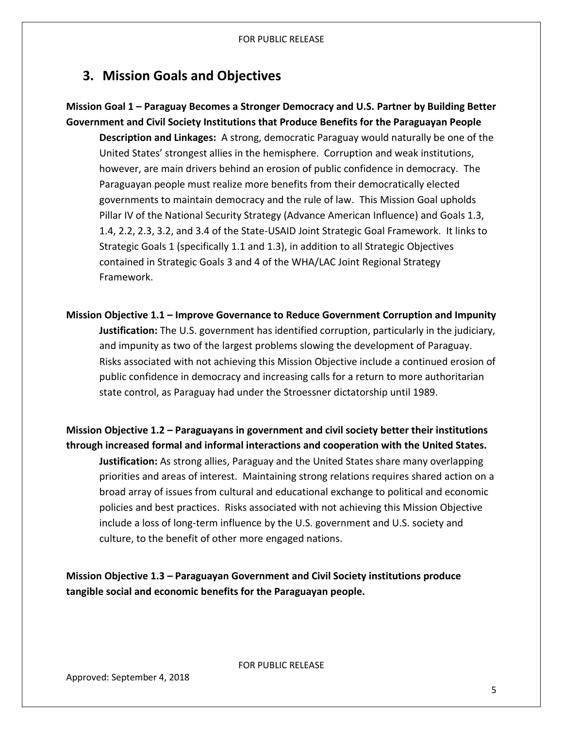## 3. Mission Goals and Objectives

**Mission Goal 1 – Paraguay Becomes a Stronger Democracy and U.S. Partner by Building Better Government and Civil Society Institutions that Produce Benefits for the Paraguayan People**

**Description and Linkages:** A strong, democratic Paraguay would naturally be one of the United States' strongest allies in the hemisphere. Corruption and weak institutions, however, are main drivers behind an erosion of public confidence in democracy. The Paraguayan people must realize more benefits from their democratically elected governments to maintain democracy and the rule of law. This Mission Goal upholds Pillar IV of the National Security Strategy (Advance American Influence) and Goals 1.3, 1.4, 2.2, 2.3, 3.2, and 3.4 of the State-USAID Joint Strategic Goal Framework. It links to Strategic Goals 1 (specifically 1.1 and 1.3), in addition to all Strategic Objectives contained in Strategic Goals 3 and 4 of the WHA/LAC Joint Regional Strategy Framework.

**Mission Objective 1.1 – Improve Governance to Reduce Government Corruption and Impunity**

**Justification:** The U.S. government has identified corruption, particularly in the judiciary, and impunity as two of the largest problems slowing the development of Paraguay. Risks associated with not achieving this Mission Objective include a continued erosion of public confidence in democracy and increasing calls for a return to more authoritarian state control, as Paraguay had under the Stroessner dictatorship until 1989.

**Mission Objective 1.2 – Paraguayans in government and civil society better their institutions through increased formal and informal interactions and cooperation with the United States.**

**Justification:** As strong allies, Paraguay and the United States share many overlapping priorities and areas of interest. Maintaining strong relations requires shared action on a broad array of issues from cultural and educational exchange to political and economic policies and best practices. Risks associated with not achieving this Mission Objective include a loss of long-term influence by the U.S. government and U.S. society and culture, to the benefit of other more engaged nations.

**Mission Objective 1.3 – Paraguayan Government and Civil Society institutions produce tangible social and economic benefits for the Paraguayan people.**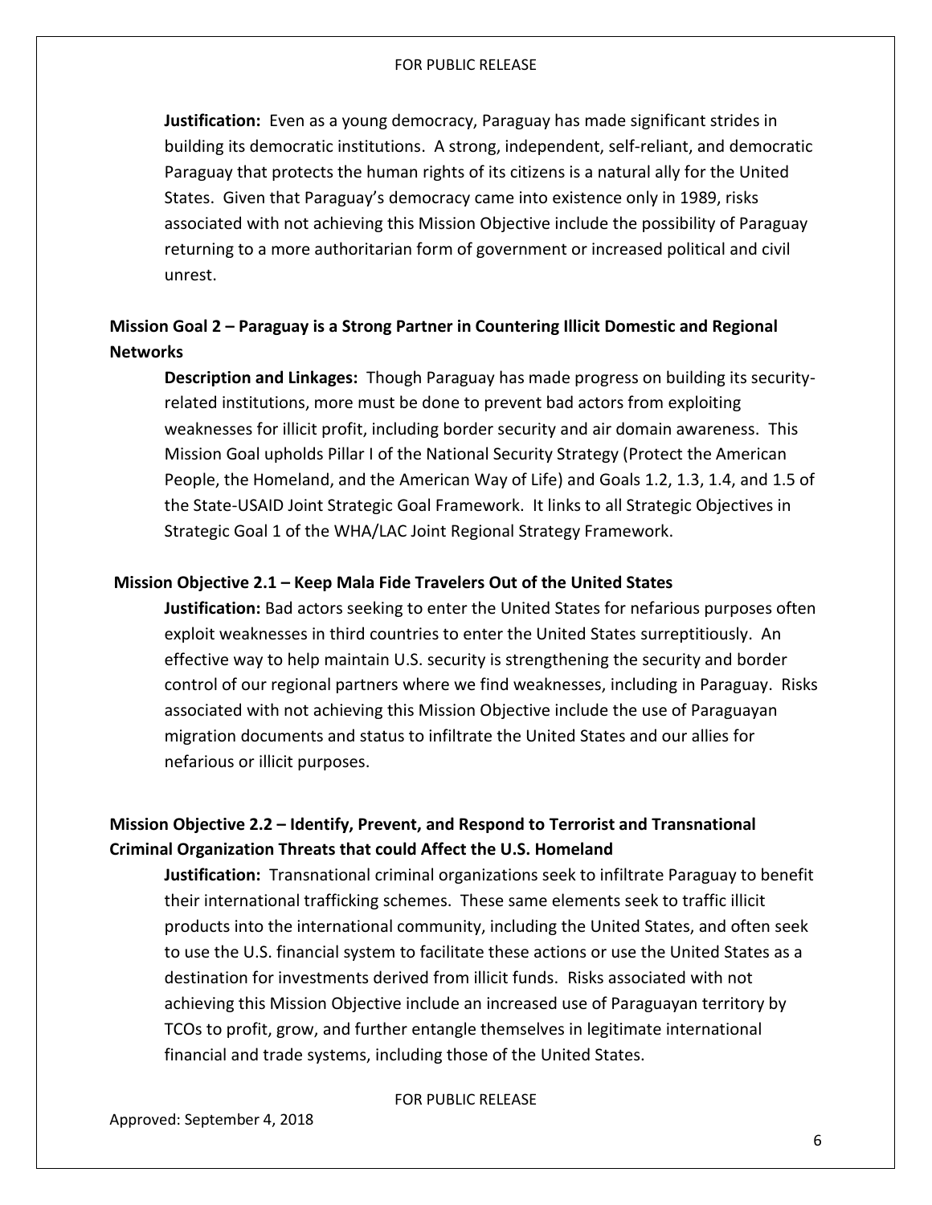**Justification:** Even as a young democracy, Paraguay has made significant strides in building its democratic institutions. A strong, independent, self-reliant, and democratic Paraguay that protects the human rights of its citizens is a natural ally for the United States. Given that Paraguay's democracy came into existence only in 1989, risks associated with not achieving this Mission Objective include the possibility of Paraguay returning to a more authoritarian form of government or increased political and civil unrest.

## Mission Goal 2 – Paraguay is a Strong Partner in Countering Illicit Domestic and Regional Networks

**Description and Linkages:** Though Paraguay has made progress on building its security-related institutions, more must be done to prevent bad actors from exploiting weaknesses for illicit profit, including border security and air domain awareness. This Mission Goal upholds Pillar I of the National Security Strategy (Protect the American People, the Homeland, and the American Way of Life) and Goals 1.2, 1.3, 1.4, and 1.5 of the State-USAID Joint Strategic Goal Framework. It links to all Strategic Objectives in Strategic Goal 1 of the WHA/LAC Joint Regional Strategy Framework.

### Mission Objective 2.1 – Keep Mala Fide Travelers Out of the United States

**Justification:** Bad actors seeking to enter the United States for nefarious purposes often exploit weaknesses in third countries to enter the United States surreptitiously. An effective way to help maintain U.S. security is strengthening the security and border control of our regional partners where we find weaknesses, including in Paraguay. Risks associated with not achieving this Mission Objective include the use of Paraguayan migration documents and status to infiltrate the United States and our allies for nefarious or illicit purposes.

### Mission Objective 2.2 – Identify, Prevent, and Respond to Terrorist and Transnational Criminal Organization Threats that could Affect the U.S. Homeland

**Justification:** Transnational criminal organizations seek to infiltrate Paraguay to benefit their international trafficking schemes. These same elements seek to traffic illicit products into the international community, including the United States, and often seek to use the U.S. financial system to facilitate these actions or use the United States as a destination for investments derived from illicit funds. Risks associated with not achieving this Mission Objective include an increased use of Paraguayan territory by TCOs to profit, grow, and further entangle themselves in legitimate international financial and trade systems, including those of the United States.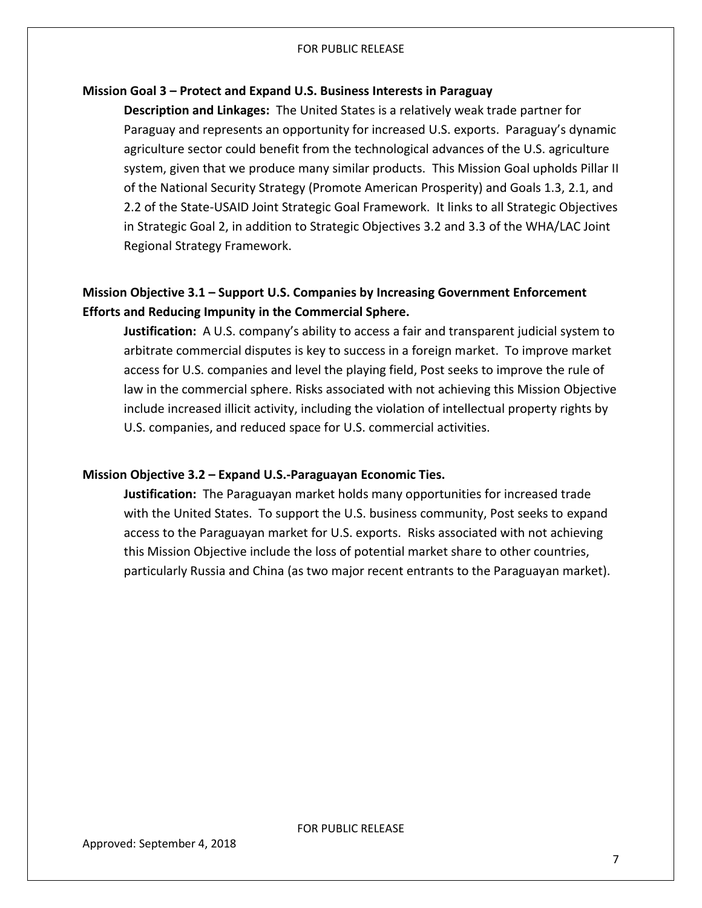**Mission Goal 3 – Protect and Expand U.S. Business Interests in Paraguay**

**Description and Linkages:** The United States is a relatively weak trade partner for Paraguay and represents an opportunity for increased U.S. exports. Paraguay's dynamic agriculture sector could benefit from the technological advances of the U.S. agriculture system, given that we produce many similar products. This Mission Goal upholds Pillar II of the National Security Strategy (Promote American Prosperity) and Goals 1.3, 2.1, and 2.2 of the State-USAID Joint Strategic Goal Framework. It links to all Strategic Objectives in Strategic Goal 2, in addition to Strategic Objectives 3.2 and 3.3 of the WHA/LAC Joint Regional Strategy Framework.

**Mission Objective 3.1 – Support U.S. Companies by Increasing Government Enforcement Efforts and Reducing Impunity in the Commercial Sphere.**

**Justification:** A U.S. company's ability to access a fair and transparent judicial system to arbitrate commercial disputes is key to success in a foreign market. To improve market access for U.S. companies and level the playing field, Post seeks to improve the rule of law in the commercial sphere. Risks associated with not achieving this Mission Objective include increased illicit activity, including the violation of intellectual property rights by U.S. companies, and reduced space for U.S. commercial activities.

**Mission Objective 3.2 – Expand U.S.-Paraguayan Economic Ties.**

**Justification:** The Paraguayan market holds many opportunities for increased trade with the United States. To support the U.S. business community, Post seeks to expand access to the Paraguayan market for U.S. exports. Risks associated with not achieving this Mission Objective include the loss of potential market share to other countries, particularly Russia and China (as two major recent entrants to the Paraguayan market).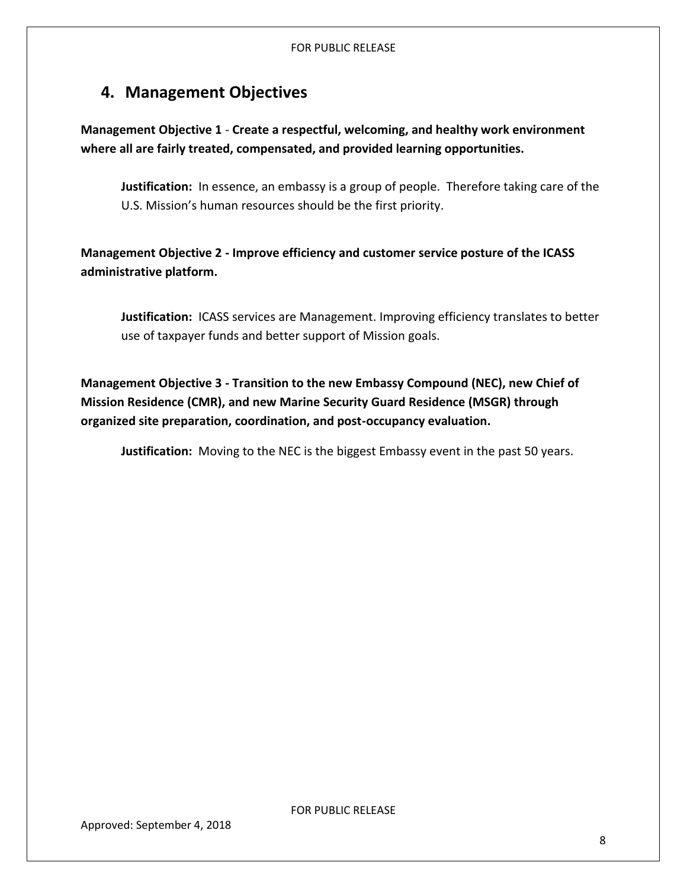## 4. Management Objectives

**Management Objective 1** - **Create a respectful, welcoming, and healthy work environment where all are fairly treated, compensated, and provided learning opportunities.**

> **Justification:** In essence, an embassy is a group of people. Therefore taking care of the U.S. Mission's human resources should be the first priority.

**Management Objective 2 - Improve efficiency and customer service posture of the ICASS administrative platform.**

> **Justification:** ICASS services are Management. Improving efficiency translates to better use of taxpayer funds and better support of Mission goals.

**Management Objective 3 - Transition to the new Embassy Compound (NEC), new Chief of Mission Residence (CMR), and new Marine Security Guard Residence (MSGR) through organized site preparation, coordination, and post-occupancy evaluation.**

> **Justification:** Moving to the NEC is the biggest Embassy event in the past 50 years.